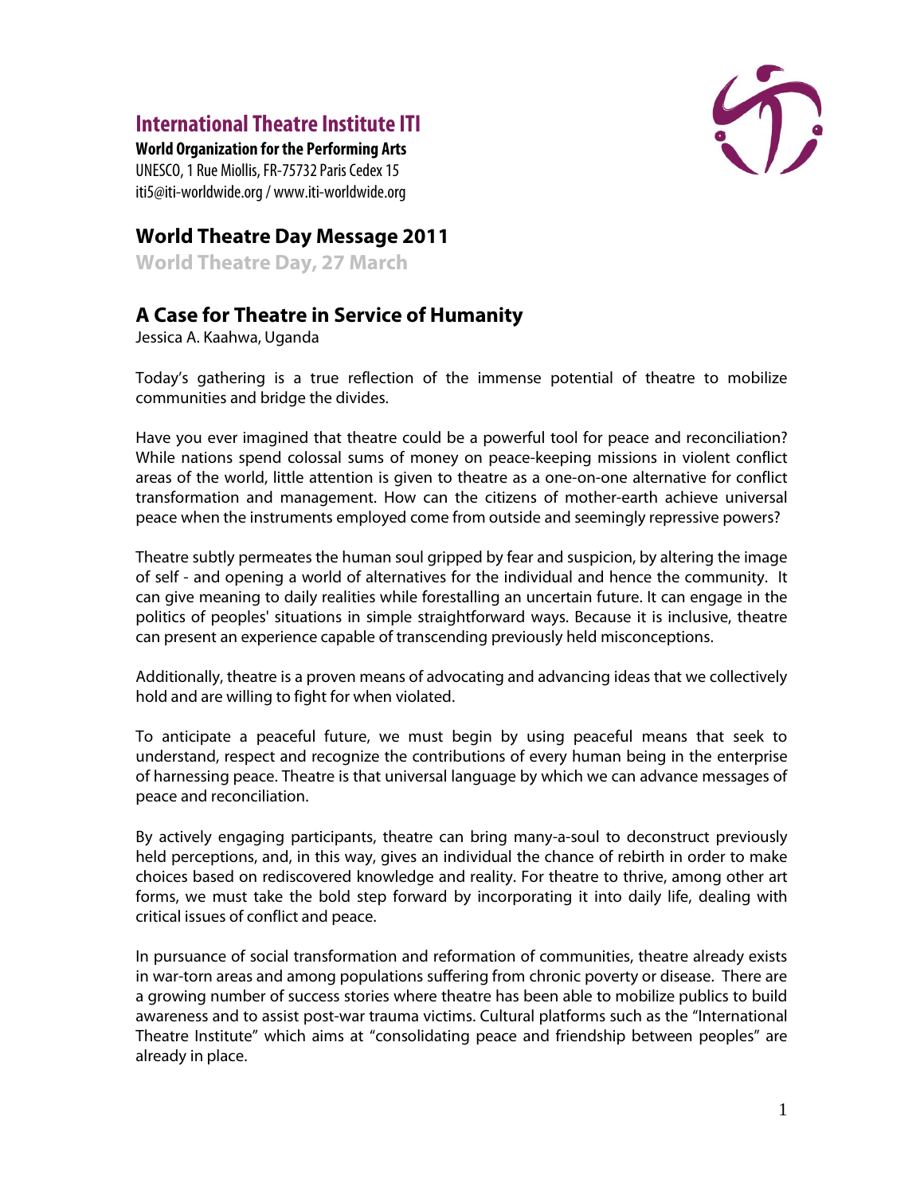# International Theatre Institute ITI

**World Organization for the Performing Arts**
UNESCO, 1 Rue Miollis, FR-75732 Paris Cedex 15
iti5@iti-worldwide.org / www.iti-worldwide.org

## World Theatre Day Message 2011

**World Theatre Day, 27 March**

## A Case for Theatre in Service of Humanity

Jessica A. Kaahwa, Uganda

Today's gathering is a true reflection of the immense potential of theatre to mobilize communities and bridge the divides.

Have you ever imagined that theatre could be a powerful tool for peace and reconciliation? While nations spend colossal sums of money on peace-keeping missions in violent conflict areas of the world, little attention is given to theatre as a one-on-one alternative for conflict transformation and management. How can the citizens of mother-earth achieve universal peace when the instruments employed come from outside and seemingly repressive powers?

Theatre subtly permeates the human soul gripped by fear and suspicion, by altering the image of self - and opening a world of alternatives for the individual and hence the community. It can give meaning to daily realities while forestalling an uncertain future. It can engage in the politics of peoples' situations in simple straightforward ways. Because it is inclusive, theatre can present an experience capable of transcending previously held misconceptions.

Additionally, theatre is a proven means of advocating and advancing ideas that we collectively hold and are willing to fight for when violated.

To anticipate a peaceful future, we must begin by using peaceful means that seek to understand, respect and recognize the contributions of every human being in the enterprise of harnessing peace. Theatre is that universal language by which we can advance messages of peace and reconciliation.

By actively engaging participants, theatre can bring many-a-soul to deconstruct previously held perceptions, and, in this way, gives an individual the chance of rebirth in order to make choices based on rediscovered knowledge and reality. For theatre to thrive, among other art forms, we must take the bold step forward by incorporating it into daily life, dealing with critical issues of conflict and peace.

In pursuance of social transformation and reformation of communities, theatre already exists in war-torn areas and among populations suffering from chronic poverty or disease. There are a growing number of success stories where theatre has been able to mobilize publics to build awareness and to assist post-war trauma victims. Cultural platforms such as the "International Theatre Institute" which aims at "consolidating peace and friendship between peoples" are already in place.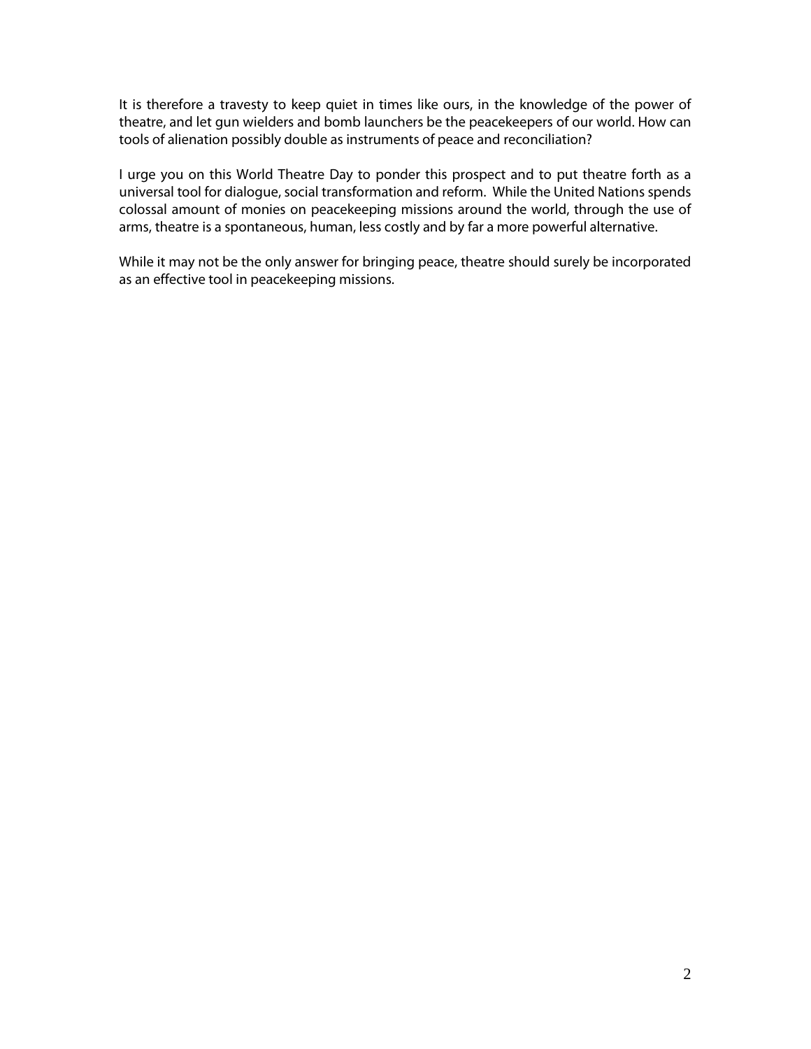It is therefore a travesty to keep quiet in times like ours, in the knowledge of the power of theatre, and let gun wielders and bomb launchers be the peacekeepers of our world. How can tools of alienation possibly double as instruments of peace and reconciliation?

I urge you on this World Theatre Day to ponder this prospect and to put theatre forth as a universal tool for dialogue, social transformation and reform. While the United Nations spends colossal amount of monies on peacekeeping missions around the world, through the use of arms, theatre is a spontaneous, human, less costly and by far a more powerful alternative.

While it may not be the only answer for bringing peace, theatre should surely be incorporated as an effective tool in peacekeeping missions.